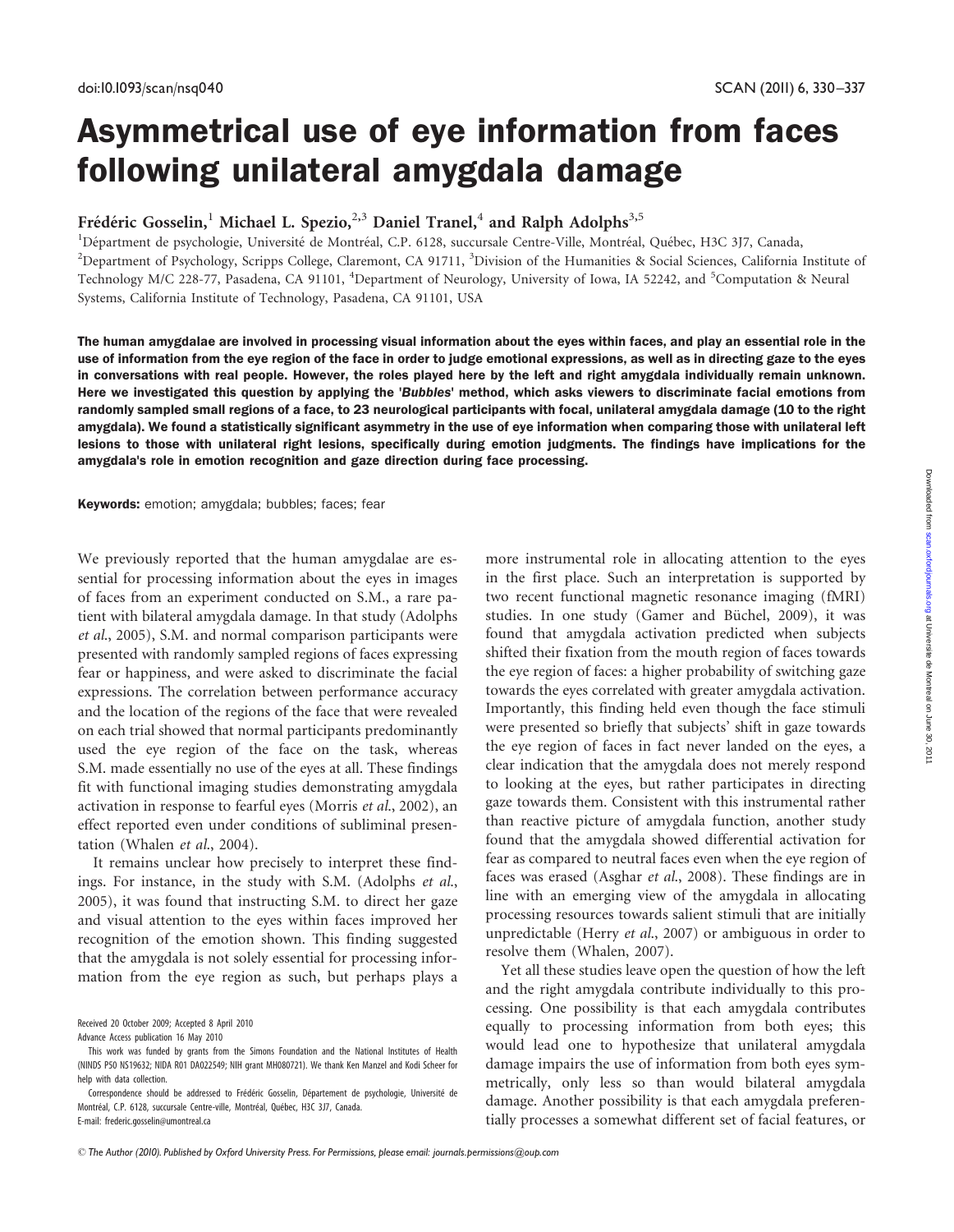doi:10.1093/scan/nsq040

# Asymmetrical use of eye information from faces following unilateral amygdala damage

Frédéric Gosselin,[1] Michael L. Spezio,[2,3] Daniel Tranel,[4] and Ralph Adolphs[3,5]

[1]Départment de psychologie, Université de Montréal, C.P. 6128, succursale Centre-Ville, Montréal, Québec, H3C 3J7, Canada, [2]Department of Psychology, Scripps College, Claremont, CA 91711, [3]Division of the Humanities & Social Sciences, California Institute of Technology M/C 228-77, Pasadena, CA 91101, [4]Department of Neurology, University of Iowa, IA 52242, and [5]Computation & Neural Systems, California Institute of Technology, Pasadena, CA 91101, USA

**The human amygdalae are involved in processing visual information about the eyes within faces, and play an essential role in the use of information from the eye region of the face in order to judge emotional expressions, as well as in directing gaze to the eyes in conversations with real people. However, the roles played here by the left and right amygdala individually remain unknown. Here we investigated this question by applying the '*Bubbles*' method, which asks viewers to discriminate facial emotions from randomly sampled small regions of a face, to 23 neurological participants with focal, unilateral amygdala damage (10 to the right amygdala). We found a statistically significant asymmetry in the use of eye information when comparing those with unilateral left lesions to those with unilateral right lesions, specifically during emotion judgments. The findings have implications for the amygdala's role in emotion recognition and gaze direction during face processing.**

**Keywords:** emotion; amygdala; bubbles; faces; fear

We previously reported that the human amygdalae are essential for processing information about the eyes in images of faces from an experiment conducted on S.M., a rare patient with bilateral amygdala damage. In that study (Adolphs *et al.*, 2005), S.M. and normal comparison participants were presented with randomly sampled regions of faces expressing fear or happiness, and were asked to discriminate the facial expressions. The correlation between performance accuracy and the location of the regions of the face that were revealed on each trial showed that normal participants predominantly used the eye region of the face on the task, whereas S.M. made essentially no use of the eyes at all. These findings fit with functional imaging studies demonstrating amygdala activation in response to fearful eyes (Morris *et al.*, 2002), an effect reported even under conditions of subliminal presentation (Whalen *et al.*, 2004).

It remains unclear how precisely to interpret these findings. For instance, in the study with S.M. (Adolphs *et al.*, 2005), it was found that instructing S.M. to direct her gaze and visual attention to the eyes within faces improved her recognition of the emotion shown. This finding suggested that the amygdala is not solely essential for processing information from the eye region as such, but perhaps plays a more instrumental role in allocating attention to the eyes in the first place. Such an interpretation is supported by two recent functional magnetic resonance imaging (fMRI) studies. In one study (Gamer and Büchel, 2009), it was found that amygdala activation predicted when subjects shifted their fixation from the mouth region of faces towards the eye region of faces: a higher probability of switching gaze towards the eyes correlated with greater amygdala activation. Importantly, this finding held even though the face stimuli were presented so briefly that subjects' shift in gaze towards the eye region of faces in fact never landed on the eyes, a clear indication that the amygdala does not merely respond to looking at the eyes, but rather participates in directing gaze towards them. Consistent with this instrumental rather than reactive picture of amygdala function, another study found that the amygdala showed differential activation for fear as compared to neutral faces even when the eye region of faces was erased (Asghar *et al.*, 2008). These findings are in line with an emerging view of the amygdala in allocating processing resources towards salient stimuli that are initially unpredictable (Herry *et al.*, 2007) or ambiguous in order to resolve them (Whalen, 2007).

Yet all these studies leave open the question of how the left and the right amygdala contribute individually to this processing. One possibility is that each amygdala contributes equally to processing information from both eyes; this would lead one to hypothesize that unilateral amygdala damage impairs the use of information from both eyes symmetrically, only less so than would bilateral amygdala damage. Another possibility is that each amygdala preferentially processes a somewhat different set of facial features, or

Received 20 October 2009; Accepted 8 April 2010

Advance Access publication 16 May 2010

This work was funded by grants from the Simons Foundation and the National Institutes of Health (NINDS P50 NS19632; NIDA R01 DA022549; NIH grant MH080721). We thank Ken Manzel and Kodi Scheer for help with data collection.

Correspondence should be addressed to Frédéric Gosselin, Département de psychologie, Université de Montréal, C.P. 6128, succursale Centre-ville, Montréal, Québec, H3C 3J7, Canada. E-mail: frederic.gosselin@umontreal.ca

© The Author (2010). Published by Oxford University Press. For Permissions, please email: journals.permissions@oup.com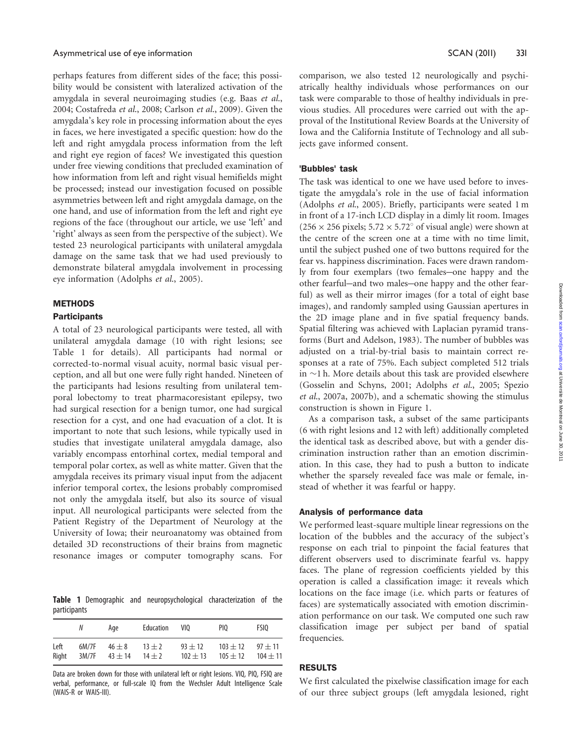perhaps features from different sides of the face; this possibility would be consistent with lateralized activation of the amygdala in several neuroimaging studies (e.g. Baas *et al.*, 2004; Costafreda *et al.*, 2008; Carlson *et al.*, 2009). Given the amygdala's key role in processing information about the eyes in faces, we here investigated a specific question: how do the left and right amygdala process information from the left and right eye region of faces? We investigated this question under free viewing conditions that precluded examination of how information from left and right visual hemifields might be processed; instead our investigation focused on possible asymmetries between left and right amygdala damage, on the one hand, and use of information from the left and right eye regions of the face (throughout our article, we use 'left' and 'right' always as seen from the perspective of the subject). We tested 23 neurological participants with unilateral amygdala damage on the same task that we had used previously to demonstrate bilateral amygdala involvement in processing eye information (Adolphs *et al.*, 2005).

## METHODS

### Participants

A total of 23 neurological participants were tested, all with unilateral amygdala damage (10 with right lesions; see Table 1 for details). All participants had normal or corrected-to-normal visual acuity, normal basic visual perception, and all but one were fully right handed. Nineteen of the participants had lesions resulting from unilateral temporal lobectomy to treat pharmacoresistant epilepsy, two had surgical resection for a benign tumor, one had surgical resection for a cyst, and one had evacuation of a clot. It is important to note that such lesions, while typically used in studies that investigate unilateral amygdala damage, also variably encompass entorhinal cortex, medial temporal and temporal polar cortex, as well as white matter. Given that the amygdala receives its primary visual input from the adjacent inferior temporal cortex, the lesions probably compromised not only the amygdala itself, but also its source of visual input. All neurological participants were selected from the Patient Registry of the Department of Neurology at the University of Iowa; their neuroanatomy was obtained from detailed 3D reconstructions of their brains from magnetic resonance images or computer tomography scans. For comparison, we also tested 12 neurologically and psychiatrically healthy individuals whose performances on our task were comparable to those of healthy individuals in previous studies. All procedures were carried out with the approval of the Institutional Review Boards at the University of Iowa and the California Institute of Technology and all subjects gave informed consent.

**Table 1** Demographic and neuropsychological characterization of the participants

| | *N* | Age | Education | VIQ | PIQ | FSIQ |
|---|---|---|---|---|---|---|
| Left | 6M/7F | $46 \pm 8$ | $13 \pm 2$ | $93 \pm 12$ | $103 \pm 12$ | $97 \pm 11$ |
| Right | 3M/7F | $43 \pm 14$ | $14 \pm 2$ | $102 \pm 13$ | $105 \pm 12$ | $104 \pm 11$ |

Data are broken down for those with unilateral left or right lesions. VIQ, PIQ, FSIQ are verbal, performance, or full-scale IQ from the Wechsler Adult Intelligence Scale (WAIS-R or WAIS-III).

### 'Bubbles' task

The task was identical to one we have used before to investigate the amygdala's role in the use of facial information (Adolphs *et al.*, 2005). Briefly, participants were seated 1 m in front of a 17-inch LCD display in a dimly lit room. Images ($256 \times 256$ pixels; $5.72 \times 5.72^{\circ}$ of visual angle) were shown at the centre of the screen one at a time with no time limit, until the subject pushed one of two buttons required for the fear vs. happiness discrimination. Faces were drawn randomly from four exemplars (two females—one happy and the other fearful—and two males—one happy and the other fearful) as well as their mirror images (for a total of eight base images), and randomly sampled using Gaussian apertures in the 2D image plane and in five spatial frequency bands. Spatial filtering was achieved with Laplacian pyramid transforms (Burt and Adelson, 1983). The number of bubbles was adjusted on a trial-by-trial basis to maintain correct responses at a rate of 75%. Each subject completed 512 trials in ~1 h. More details about this task are provided elsewhere (Gosselin and Schyns, 2001; Adolphs *et al.*, 2005; Spezio *et al.*, 2007a, 2007b), and a schematic showing the stimulus construction is shown in Figure 1.

As a comparison task, a subset of the same participants (6 with right lesions and 12 with left) additionally completed the identical task as described above, but with a gender discrimination instruction rather than an emotion discrimination. In this case, they had to push a button to indicate whether the sparsely revealed face was male or female, instead of whether it was fearful or happy.

### Analysis of performance data

We performed least-square multiple linear regressions on the location of the bubbles and the accuracy of the subject's response on each trial to pinpoint the facial features that different observers used to discriminate fearful vs. happy faces. The plane of regression coefficients yielded by this operation is called a classification image: it reveals which locations on the face image (i.e. which parts or features of faces) are systematically associated with emotion discrimination performance on our task. We computed one such raw classification image per subject per band of spatial frequencies.

## RESULTS

We first calculated the pixelwise classification image for each of our three subject groups (left amygdala lesioned, right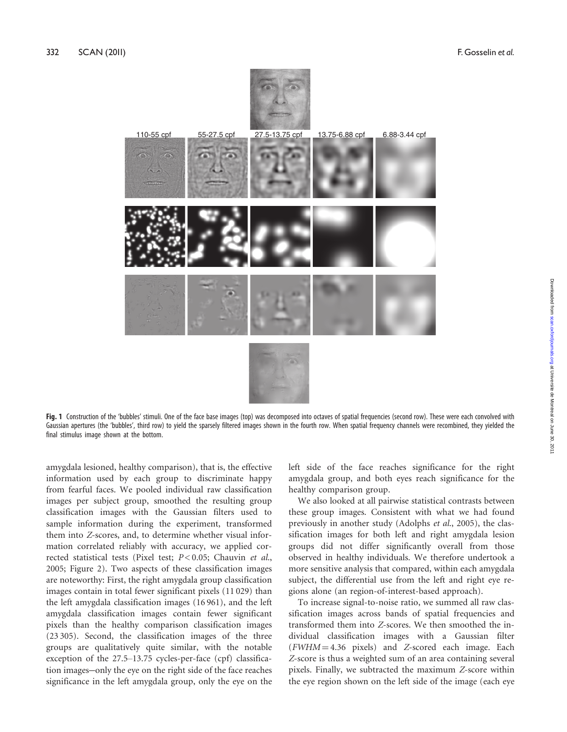110-55 cpf 55-27.5 cpf 27.5-13.75 cpf 13.75-6.88 cpf 6.88-3.44 cpf

**Fig. 1** Construction of the 'bubbles' stimuli. One of the face base images (top) was decomposed into octaves of spatial frequencies (second row). These were each convolved with Gaussian apertures (the 'bubbles', third row) to yield the sparsely filtered images shown in the fourth row. When spatial frequency channels were recombined, they yielded the final stimulus image shown at the bottom.

amygdala lesioned, healthy comparison), that is, the effective information used by each group to discriminate happy from fearful faces. We pooled individual raw classification images per subject group, smoothed the resulting group classification images with the Gaussian filters used to sample information during the experiment, transformed them into *Z*-scores, and, to determine whether visual information correlated reliably with accuracy, we applied corrected statistical tests (Pixel test; $P < 0.05$; Chauvin *et al.*, 2005; Figure 2). Two aspects of these classification images are noteworthy: First, the right amygdala group classification images contain in total fewer significant pixels (11 029) than the left amygdala classification images (16 961), and the left amygdala classification images contain fewer significant pixels than the healthy comparison classification images (23 305). Second, the classification images of the three groups are qualitatively quite similar, with the notable exception of the 27.5–13.75 cycles-per-face (cpf) classification images—only the eye on the right side of the face reaches significance in the left amygdala group, only the eye on the left side of the face reaches significance for the right amygdala group, and both eyes reach significance for the healthy comparison group.

We also looked at all pairwise statistical contrasts between these group images. Consistent with what we had found previously in another study (Adolphs *et al.*, 2005), the classification images for both left and right amygdala lesion groups did not differ significantly overall from those observed in healthy individuals. We therefore undertook a more sensitive analysis that compared, within each amygdala subject, the differential use from the left and right eye regions alone (an region-of-interest-based approach).

To increase signal-to-noise ratio, we summed all raw classification images across bands of spatial frequencies and transformed them into *Z*-scores. We then smoothed the individual classification images with a Gaussian filter ($FWHM = 4.36$ pixels) and *Z*-scored each image. Each *Z*-score is thus a weighted sum of an area containing several pixels. Finally, we subtracted the maximum *Z*-score within the eye region shown on the left side of the image (each eye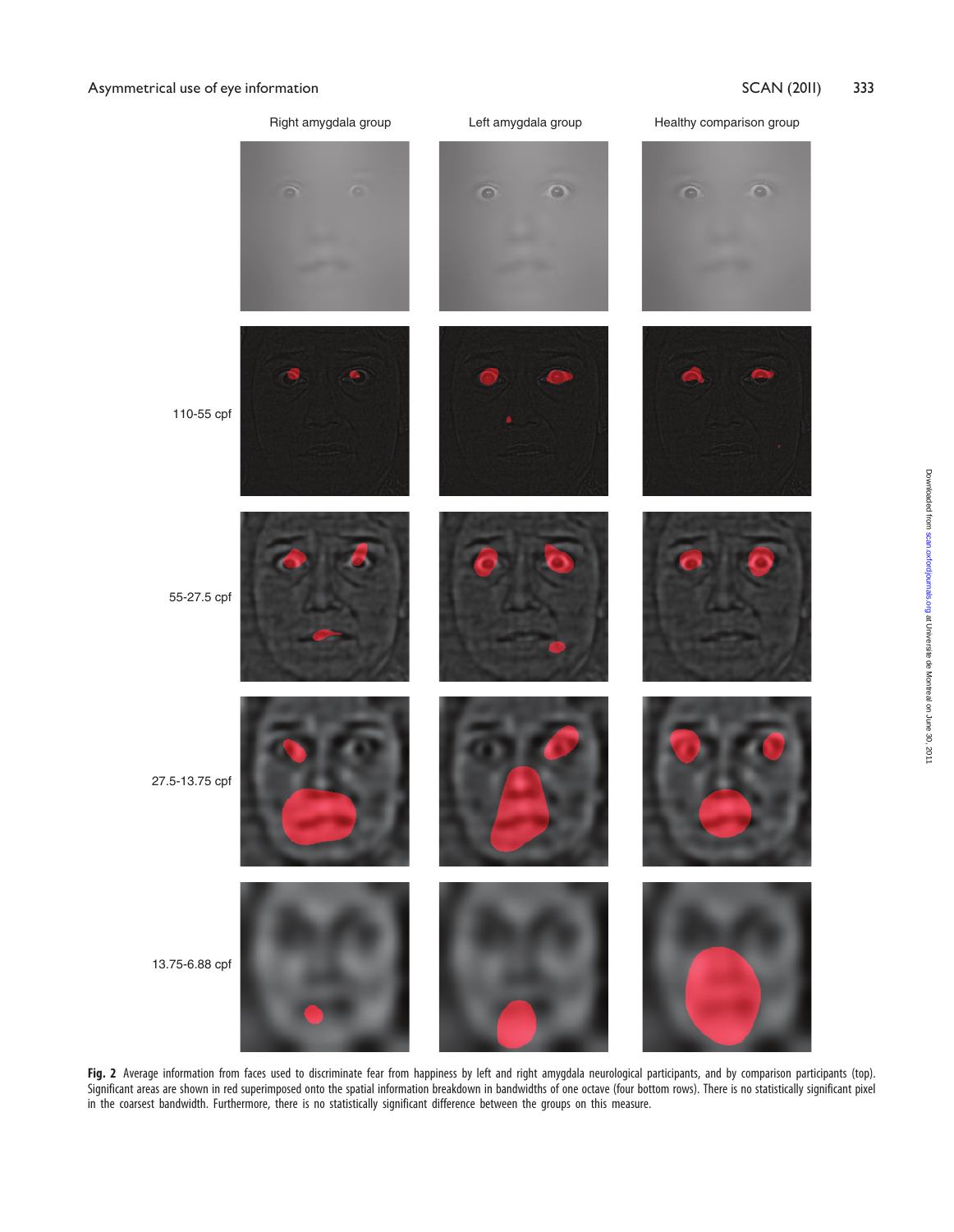Fig. 2 Average information from faces used to discriminate fear from happiness by left and right amygdala neurological participants, and by comparison participants (top). Significant areas are shown in red superimposed onto the spatial information breakdown in bandwidths of one octave (four bottom rows). There is no statistically significant pixel in the coarsest bandwidth. Furthermore, there is no statistically significant difference between the groups on this measure.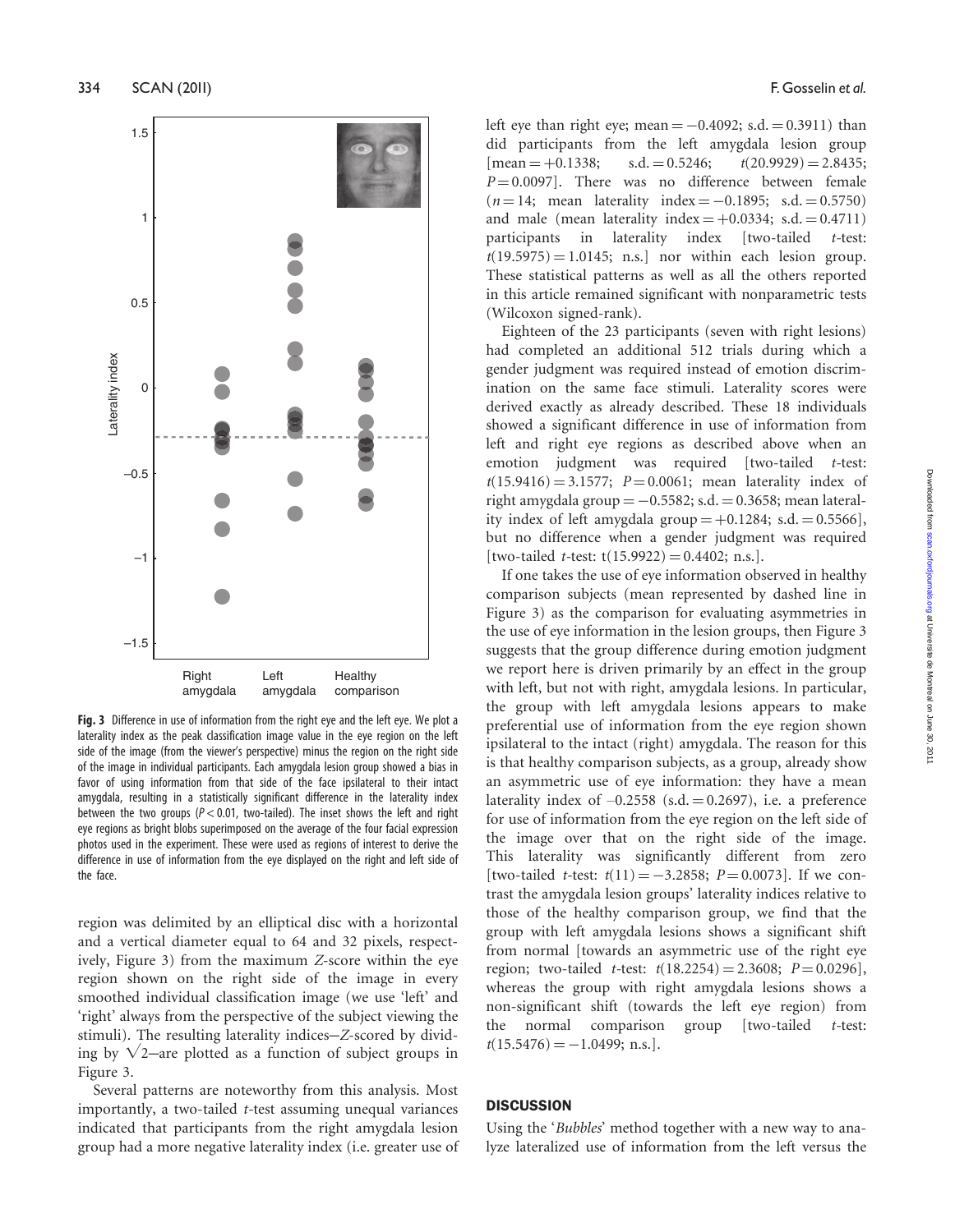Fig. 3 Difference in use of information from the right eye and the left eye. We plot a laterality index as the peak classification image value in the eye region on the left side of the image (from the viewer's perspective) minus the region on the right side of the image in individual participants. Each amygdala lesion group showed a bias in favor of using information from that side of the face ipsilateral to their intact amygdala, resulting in a statistically significant difference in the laterality index between the two groups ($P < 0.01$, two-tailed). The inset shows the left and right eye regions as bright blobs superimposed on the average of the four facial expression photos used in the experiment. These were used as regions of interest to derive the difference in use of information from the eye displayed on the right and left side of the face.

region was delimited by an elliptical disc with a horizontal and a vertical diameter equal to 64 and 32 pixels, respectively, Figure 3) from the maximum Z-score within the eye region shown on the right side of the image in every smoothed individual classification image (we use 'left' and 'right' always from the perspective of the subject viewing the stimuli). The resulting laterality indices—Z-scored by dividing by $\sqrt{2}$—are plotted as a function of subject groups in Figure 3.

Several patterns are noteworthy from this analysis. Most importantly, a two-tailed *t*-test assuming unequal variances indicated that participants from the right amygdala lesion group had a more negative laterality index (i.e. greater use of left eye than right eye; mean = −0.4092; s.d. = 0.3911) than did participants from the left amygdala lesion group [mean = +0.1338; s.d. = 0.5246; $t(20.9929) = 2.8435$; $P = 0.0097$]. There was no difference between female ($n = 14$; mean laterality index = −0.1895; s.d. = 0.5750) and male (mean laterality index = +0.0334; s.d. = 0.4711) participants in laterality index [two-tailed *t*-test: $t(19.5975) = 1.0145$; n.s.] nor within each lesion group. These statistical patterns as well as all the others reported in this article remained significant with nonparametric tests (Wilcoxon signed-rank).

Eighteen of the 23 participants (seven with right lesions) had completed an additional 512 trials during which a gender judgment was required instead of emotion discrimination on the same face stimuli. Laterality scores were derived exactly as already described. These 18 individuals showed a significant difference in use of information from left and right eye regions as described above when an emotion judgment was required [two-tailed *t*-test: $t(15.9416) = 3.1577$; $P = 0.0061$; mean laterality index of right amygdala group = −0.5582; s.d. = 0.3658; mean laterality index of left amygdala group = +0.1284; s.d. = 0.5566], but no difference when a gender judgment was required [two-tailed *t*-test: $t(15.9922) = 0.4402$; n.s.].

If one takes the use of eye information observed in healthy comparison subjects (mean represented by dashed line in Figure 3) as the comparison for evaluating asymmetries in the use of eye information in the lesion groups, then Figure 3 suggests that the group difference during emotion judgment we report here is driven primarily by an effect in the group with left, but not with right, amygdala lesions. In particular, the group with left amygdala lesions appears to make preferential use of information from the eye region shown ipsilateral to the intact (right) amygdala. The reason for this is that healthy comparison subjects, as a group, already show an asymmetric use of eye information: they have a mean laterality index of –0.2558 (s.d. = 0.2697), i.e. a preference for use of information from the eye region on the left side of the image over that on the right side of the image. This laterality was significantly different from zero [two-tailed *t*-test: $t(11) = -3.2858$; $P = 0.0073$]. If we contrast the amygdala lesion groups' laterality indices relative to those of the healthy comparison group, we find that the group with left amygdala lesions shows a significant shift from normal [towards an asymmetric use of the right eye region; two-tailed *t*-test: $t(18.2254) = 2.3608$; $P = 0.0296$], whereas the group with right amygdala lesions shows a non-significant shift (towards the left eye region) from the normal comparison group [two-tailed *t*-test: $t(15.5476) = -1.0499$; n.s.].

## DISCUSSION

Using the '*Bubbles*' method together with a new way to analyze lateralized use of information from the left versus the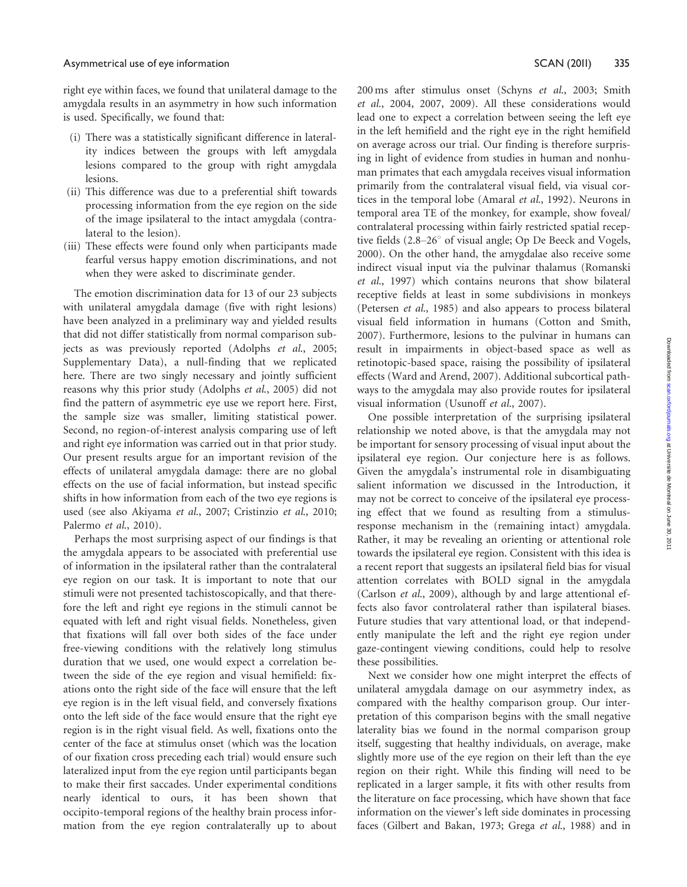right eye within faces, we found that unilateral damage to the amygdala results in an asymmetry in how such information is used. Specifically, we found that:

(i) There was a statistically significant difference in laterality indices between the groups with left amygdala lesions compared to the group with right amygdala lesions.
(ii) This difference was due to a preferential shift towards processing information from the eye region on the side of the image ipsilateral to the intact amygdala (contralateral to the lesion).
(iii) These effects were found only when participants made fearful versus happy emotion discriminations, and not when they were asked to discriminate gender.

The emotion discrimination data for 13 of our 23 subjects with unilateral amygdala damage (five with right lesions) have been analyzed in a preliminary way and yielded results that did not differ statistically from normal comparison subjects as was previously reported (Adolphs *et al*., 2005; Supplementary Data), a null-finding that we replicated here. There are two singly necessary and jointly sufficient reasons why this prior study (Adolphs *et al*., 2005) did not find the pattern of asymmetric eye use we report here. First, the sample size was smaller, limiting statistical power. Second, no region-of-interest analysis comparing use of left and right eye information was carried out in that prior study. Our present results argue for an important revision of the effects of unilateral amygdala damage: there are no global effects on the use of facial information, but instead specific shifts in how information from each of the two eye regions is used (see also Akiyama *et al*., 2007; Cristinzio *et al*., 2010; Palermo *et al*., 2010).

Perhaps the most surprising aspect of our findings is that the amygdala appears to be associated with preferential use of information in the ipsilateral rather than the contralateral eye region on our task. It is important to note that our stimuli were not presented tachistoscopically, and that therefore the left and right eye regions in the stimuli cannot be equated with left and right visual fields. Nonetheless, given that fixations will fall over both sides of the face under free-viewing conditions with the relatively long stimulus duration that we used, one would expect a correlation between the side of the eye region and visual hemifield: fixations onto the right side of the face will ensure that the left eye region is in the left visual field, and conversely fixations onto the left side of the face would ensure that the right eye region is in the right visual field. As well, fixations onto the center of the face at stimulus onset (which was the location of our fixation cross preceding each trial) would ensure such lateralized input from the eye region until participants began to make their first saccades. Under experimental conditions nearly identical to ours, it has been shown that occipito-temporal regions of the healthy brain process information from the eye region contralaterally up to about 200 ms after stimulus onset (Schyns *et al*., 2003; Smith *et al*., 2004, 2007, 2009). All these considerations would lead one to expect a correlation between seeing the left eye in the left hemifield and the right eye in the right hemifield on average across our trial. Our finding is therefore surprising in light of evidence from studies in human and nonhuman primates that each amygdala receives visual information primarily from the contralateral visual field, via visual cortices in the temporal lobe (Amaral *et al*., 1992). Neurons in temporal area TE of the monkey, for example, show foveal/contralateral processing within fairly restricted spatial receptive fields (2.8–26° of visual angle; Op De Beeck and Vogels, 2000). On the other hand, the amygdalae also receive some indirect visual input via the pulvinar thalamus (Romanski *et al*., 1997) which contains neurons that show bilateral receptive fields at least in some subdivisions in monkeys (Petersen *et al*., 1985) and also appears to process bilateral visual field information in humans (Cotton and Smith, 2007). Furthermore, lesions to the pulvinar in humans can result in impairments in object-based space as well as retinotopic-based space, raising the possibility of ipsilateral effects (Ward and Arend, 2007). Additional subcortical pathways to the amygdala may also provide routes for ipsilateral visual information (Usunoff *et al*., 2007).

One possible interpretation of the surprising ipsilateral relationship we noted above, is that the amygdala may not be important for sensory processing of visual input about the ipsilateral eye region. Our conjecture here is as follows. Given the amygdala's instrumental role in disambiguating salient information we discussed in the Introduction, it may not be correct to conceive of the ipsilateral eye processing effect that we found as resulting from a stimulus-response mechanism in the (remaining intact) amygdala. Rather, it may be revealing an orienting or attentional role towards the ipsilateral eye region. Consistent with this idea is a recent report that suggests an ipsilateral field bias for visual attention correlates with BOLD signal in the amygdala (Carlson *et al*., 2009), although by and large attentional effects also favor controlateral rather than ispilateral biases. Future studies that vary attentional load, or that independently manipulate the left and the right eye region under gaze-contingent viewing conditions, could help to resolve these possibilities.

Next we consider how one might interpret the effects of unilateral amygdala damage on our asymmetry index, as compared with the healthy comparison group. Our interpretation of this comparison begins with the small negative laterality bias we found in the normal comparison group itself, suggesting that healthy individuals, on average, make slightly more use of the eye region on their left than the eye region on their right. While this finding will need to be replicated in a larger sample, it fits with other results from the literature on face processing, which have shown that face information on the viewer's left side dominates in processing faces (Gilbert and Bakan, 1973; Grega *et al*., 1988) and in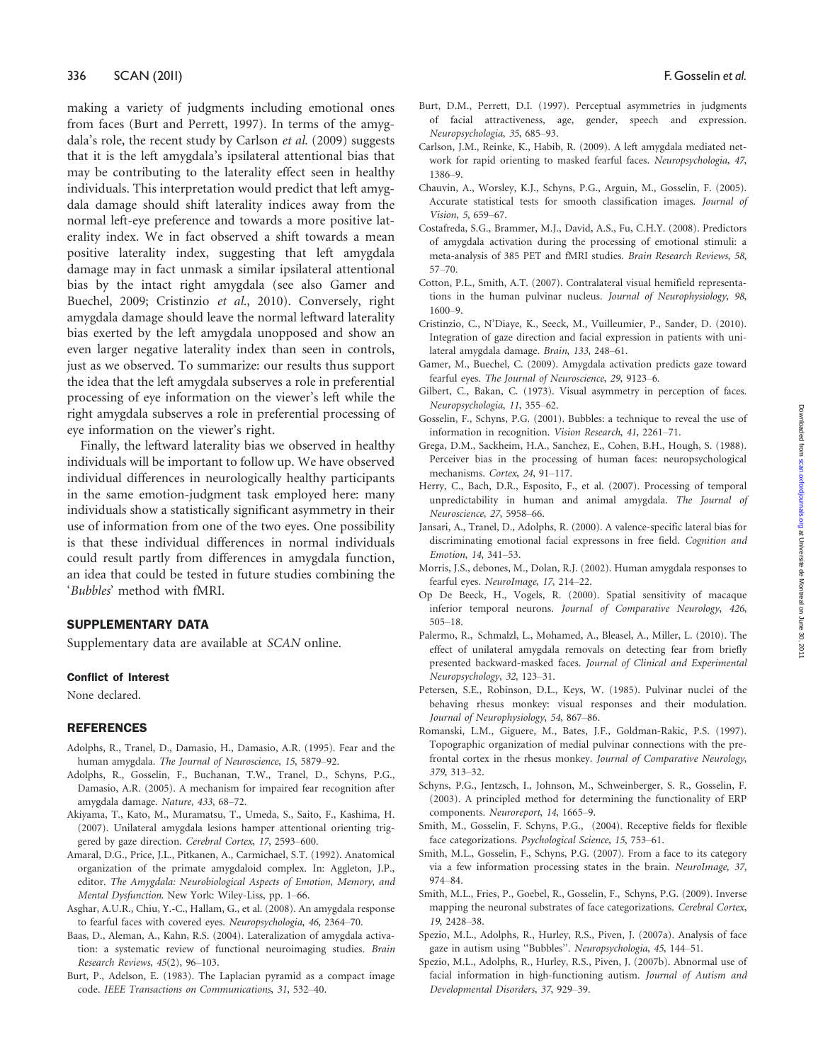making a variety of judgments including emotional ones from faces (Burt and Perrett, 1997). In terms of the amygdala's role, the recent study by Carlson *et al.* (2009) suggests that it is the left amygdala's ipsilateral attentional bias that may be contributing to the laterality effect seen in healthy individuals. This interpretation would predict that left amygdala damage should shift laterality indices away from the normal left-eye preference and towards a more positive laterality index. We in fact observed a shift towards a mean positive laterality index, suggesting that left amygdala damage may in fact unmask a similar ipsilateral attentional bias by the intact right amygdala (see also Gamer and Buechel, 2009; Cristinzio *et al.*, 2010). Conversely, right amygdala damage should leave the normal leftward laterality bias exerted by the left amygdala unopposed and show an even larger negative laterality index than seen in controls, just as we observed. To summarize: our results thus support the idea that the left amygdala subserves a role in preferential processing of eye information on the viewer's left while the right amygdala subserves a role in preferential processing of eye information on the viewer's right.

Finally, the leftward laterality bias we observed in healthy individuals will be important to follow up. We have observed individual differences in neurologically healthy participants in the same emotion-judgment task employed here: many individuals show a statistically significant asymmetry in their use of information from one of the two eyes. One possibility is that these individual differences in normal individuals could result partly from differences in amygdala function, an idea that could be tested in future studies combining the '*Bubbles*' method with fMRI.

## SUPPLEMENTARY DATA

Supplementary data are available at *SCAN* online.

### Conflict of Interest

None declared.

## REFERENCES

Adolphs, R., Tranel, D., Damasio, H., Damasio, A.R. (1995). Fear and the human amygdala. *The Journal of Neuroscience*, *15*, 5879–92.

Adolphs, R., Gosselin, F., Buchanan, T.W., Tranel, D., Schyns, P.G., Damasio, A.R. (2005). A mechanism for impaired fear recognition after amygdala damage. *Nature*, *433*, 68–72.

Akiyama, T., Kato, M., Muramatsu, T., Umeda, S., Saito, F., Kashima, H. (2007). Unilateral amygdala lesions hamper attentional orienting triggered by gaze direction. *Cerebral Cortex*, *17*, 2593–600.

Amaral, D.G., Price, J.L., Pitkanen, A., Carmichael, S.T. (1992). Anatomical organization of the primate amygdaloid complex. In: Aggleton, J.P., editor. *The Amygdala: Neurobiological Aspects of Emotion, Memory, and Mental Dysfunction*. New York: Wiley-Liss, pp. 1–66.

Asghar, A.U.R., Chiu, Y.-C., Hallam, G., et al. (2008). An amygdala response to fearful faces with covered eyes. *Neuropsychologia*, *46*, 2364–70.

Baas, D., Aleman, A., Kahn, R.S. (2004). Lateralization of amygdala activation: a systematic review of functional neuroimaging studies. *Brain Research Reviews*, *45*(2), 96–103.

Burt, P., Adelson, E. (1983). The Laplacian pyramid as a compact image code. *IEEE Transactions on Communications*, *31*, 532–40.

Burt, D.M., Perrett, D.I. (1997). Perceptual asymmetries in judgments of facial attractiveness, age, gender, speech and expression. *Neuropsychologia*, *35*, 685–93.

Carlson, J.M., Reinke, K., Habib, R. (2009). A left amygdala mediated network for rapid orienting to masked fearful faces. *Neuropsychologia*, *47*, 1386–9.

Chauvin, A., Worsley, K.J., Schyns, P.G., Arguin, M., Gosselin, F. (2005). Accurate statistical tests for smooth classification images. *Journal of Vision*, *5*, 659–67.

Costafreda, S.G., Brammer, M.J., David, A.S., Fu, C.H.Y. (2008). Predictors of amygdala activation during the processing of emotional stimuli: a meta-analysis of 385 PET and fMRI studies. *Brain Research Reviews*, *58*, 57–70.

Cotton, P.L., Smith, A.T. (2007). Contralateral visual hemifield representations in the human pulvinar nucleus. *Journal of Neurophysiology*, *98*, 1600–9.

Cristinzio, C., N'Diaye, K., Seeck, M., Vuilleumier, P., Sander, D. (2010). Integration of gaze direction and facial expression in patients with unilateral amygdala damage. *Brain*, *133*, 248–61.

Gamer, M., Buechel, C. (2009). Amygdala activation predicts gaze toward fearful eyes. *The Journal of Neuroscience*, *29*, 9123–6.

Gilbert, C., Bakan, C. (1973). Visual asymmetry in perception of faces. *Neuropsychologia*, *11*, 355–62.

Gosselin, F., Schyns, P.G. (2001). Bubbles: a technique to reveal the use of information in recognition. *Vision Research*, *41*, 2261–71.

Grega, D.M., Sackheim, H.A., Sanchez, E., Cohen, B.H., Hough, S. (1988). Perceiver bias in the processing of human faces: neuropsychological mechanisms. *Cortex*, *24*, 91–117.

Herry, C., Bach, D.R., Esposito, F., et al. (2007). Processing of temporal unpredictability in human and animal amygdala. *The Journal of Neuroscience*, *27*, 5958–66.

Jansari, A., Tranel, D., Adolphs, R. (2000). A valence-specific lateral bias for discriminating emotional facial expressons in free field. *Cognition and Emotion*, *14*, 341–53.

Morris, J.S., debones, M., Dolan, R.J. (2002). Human amygdala responses to fearful eyes. *NeuroImage*, *17*, 214–22.

Op De Beeck, H., Vogels, R. (2000). Spatial sensitivity of macaque inferior temporal neurons. *Journal of Comparative Neurology*, *426*, 505–18.

Palermo, R., Schmalzl, L., Mohamed, A., Bleasel, A., Miller, L. (2010). The effect of unilateral amygdala removals on detecting fear from briefly presented backward-masked faces. *Journal of Clinical and Experimental Neuropsychology*, *32*, 123–31.

Petersen, S.E., Robinson, D.L., Keys, W. (1985). Pulvinar nuclei of the behaving rhesus monkey: visual responses and their modulation. *Journal of Neurophysiology*, *54*, 867–86.

Romanski, L.M., Giguere, M., Bates, J.F., Goldman-Rakic, P.S. (1997). Topographic organization of medial pulvinar connections with the prefrontal cortex in the rhesus monkey. *Journal of Comparative Neurology*, *379*, 313–32.

Schyns, P.G., Jentzsch, I., Johnson, M., Schweinberger, S. R., Gosselin, F. (2003). A principled method for determining the functionality of ERP components. *Neuroreport*, *14*, 1665–9.

Smith, M., Gosselin, F. Schyns, P.G., (2004). Receptive fields for flexible face categorizations. *Psychological Science*, *15*, 753–61.

Smith, M.L., Gosselin, F., Schyns, P.G. (2007). From a face to its category via a few information processing states in the brain. *NeuroImage*, *37*, 974–84.

Smith, M.L., Fries, P., Goebel, R., Gosselin, F., Schyns, P.G. (2009). Inverse mapping the neuronal substrates of face categorizations. *Cerebral Cortex*, *19*, 2428–38.

Spezio, M.L., Adolphs, R., Hurley, R.S., Piven, J. (2007a). Analysis of face gaze in autism using ''Bubbles''. *Neuropsychologia*, *45*, 144–51.

Spezio, M.L., Adolphs, R., Hurley, R.S., Piven, J. (2007b). Abnormal use of facial information in high-functioning autism. *Journal of Autism and Developmental Disorders*, *37*, 929–39.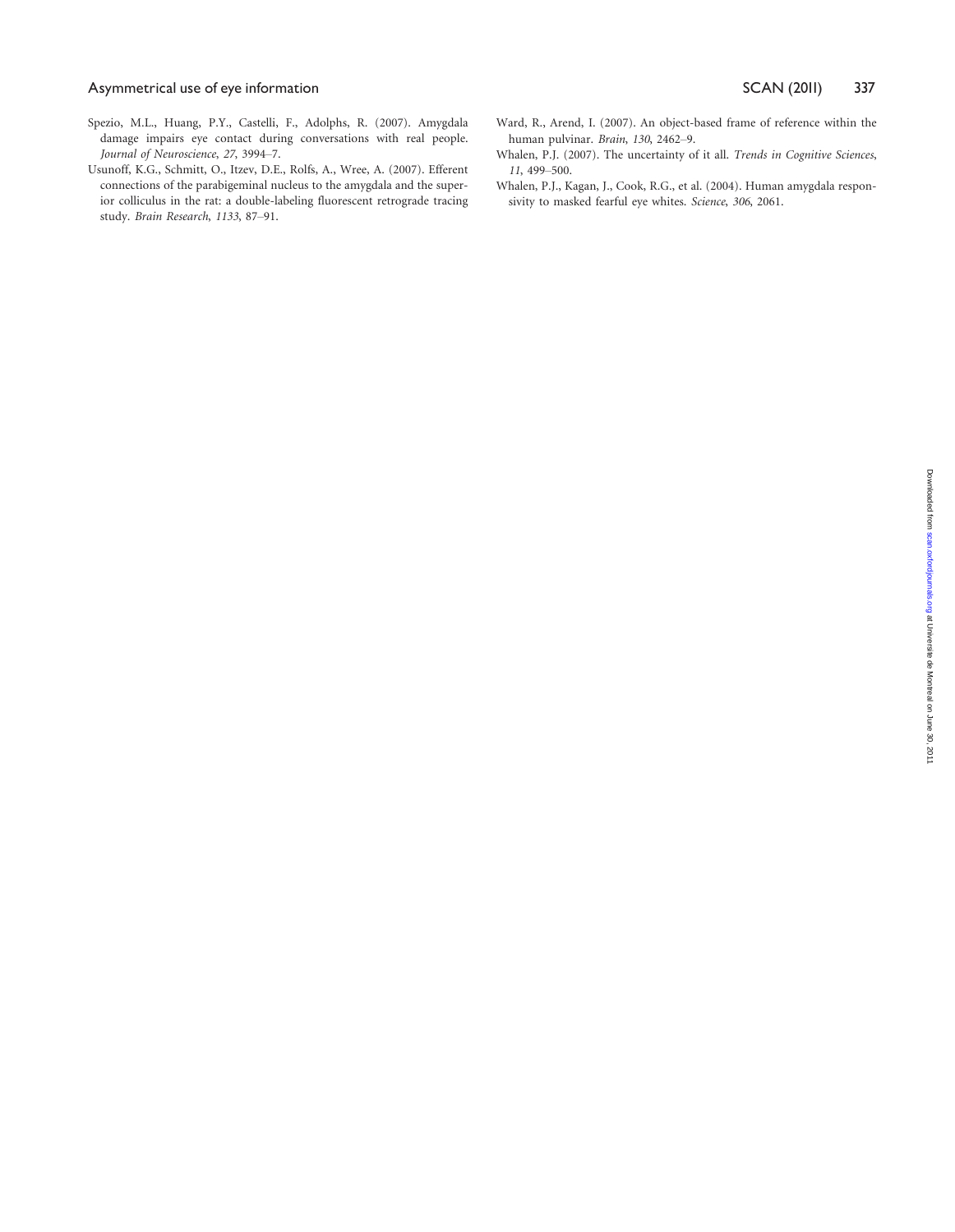Spezio, M.L., Huang, P.Y., Castelli, F., Adolphs, R. (2007). Amygdala damage impairs eye contact during conversations with real people. *Journal of Neuroscience*, *27*, 3994–7.

Usunoff, K.G., Schmitt, O., Itzev, D.E., Rolfs, A., Wree, A. (2007). Efferent connections of the parabigeminal nucleus to the amygdala and the superior colliculus in the rat: a double-labeling fluorescent retrograde tracing study. *Brain Research*, *1133*, 87–91.

Ward, R., Arend, I. (2007). An object-based frame of reference within the human pulvinar. *Brain*, *130*, 2462–9.

Whalen, P.J. (2007). The uncertainty of it all. *Trends in Cognitive Sciences*, *11*, 499–500.

Whalen, P.J., Kagan, J., Cook, R.G., et al. (2004). Human amygdala responsivity to masked fearful eye whites. *Science*, *306*, 2061.